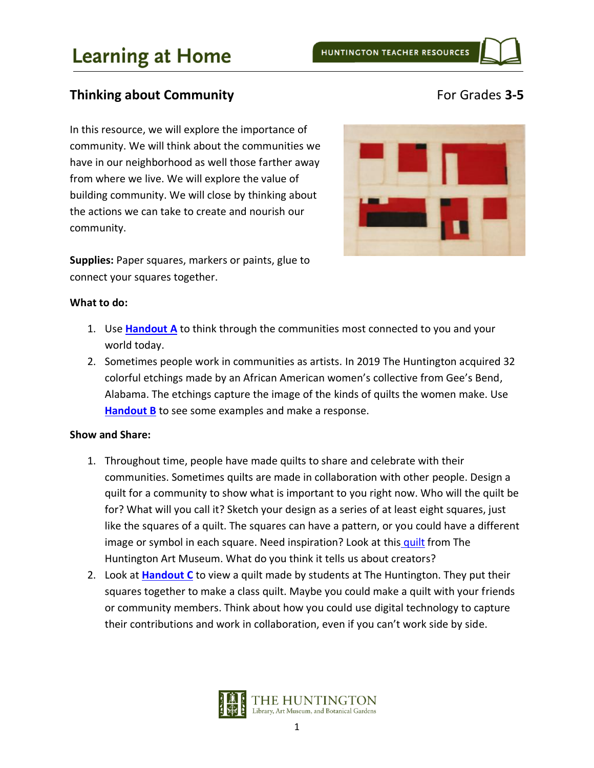# Learning at Home

HUNTINGTON TEACHER RESOURCES

## Thinking about Community

For Grades **3-5**

In this resource, we will explore the importance of community. We will think about the communities we have in our neighborhood as well those farther away from where we live. We will explore the value of building community. We will close by thinking about the actions we can take to create and nourish our community.

**Supplies:** Paper squares, markers or paints, glue to connect your squares together.

**What to do:**

1. Use **Handout A** to think through the communities most connected to you and your world today.
2. Sometimes people work in communities as artists. In 2019 The Huntington acquired 32 colorful etchings made by an African American women's collective from Gee's Bend, Alabama. The etchings capture the image of the kinds of quilts the women make. Use **Handout B** to see some examples and make a response.

**Show and Share:**

1. Throughout time, people have made quilts to share and celebrate with their communities. Sometimes quilts are made in collaboration with other people. Design a quilt for a community to show what is important to you right now. Who will the quilt be for? What will you call it? Sketch your design as a series of at least eight squares, just like the squares of a quilt. The squares can have a pattern, or you could have a different image or symbol in each square. Need inspiration? Look at this quilt from The Huntington Art Museum. What do you think it tells us about creators?
2. Look at **Handout C** to view a quilt made by students at The Huntington. They put their squares together to make a class quilt. Maybe you could make a quilt with your friends or community members. Think about how you could use digital technology to capture their contributions and work in collaboration, even if you can't work side by side.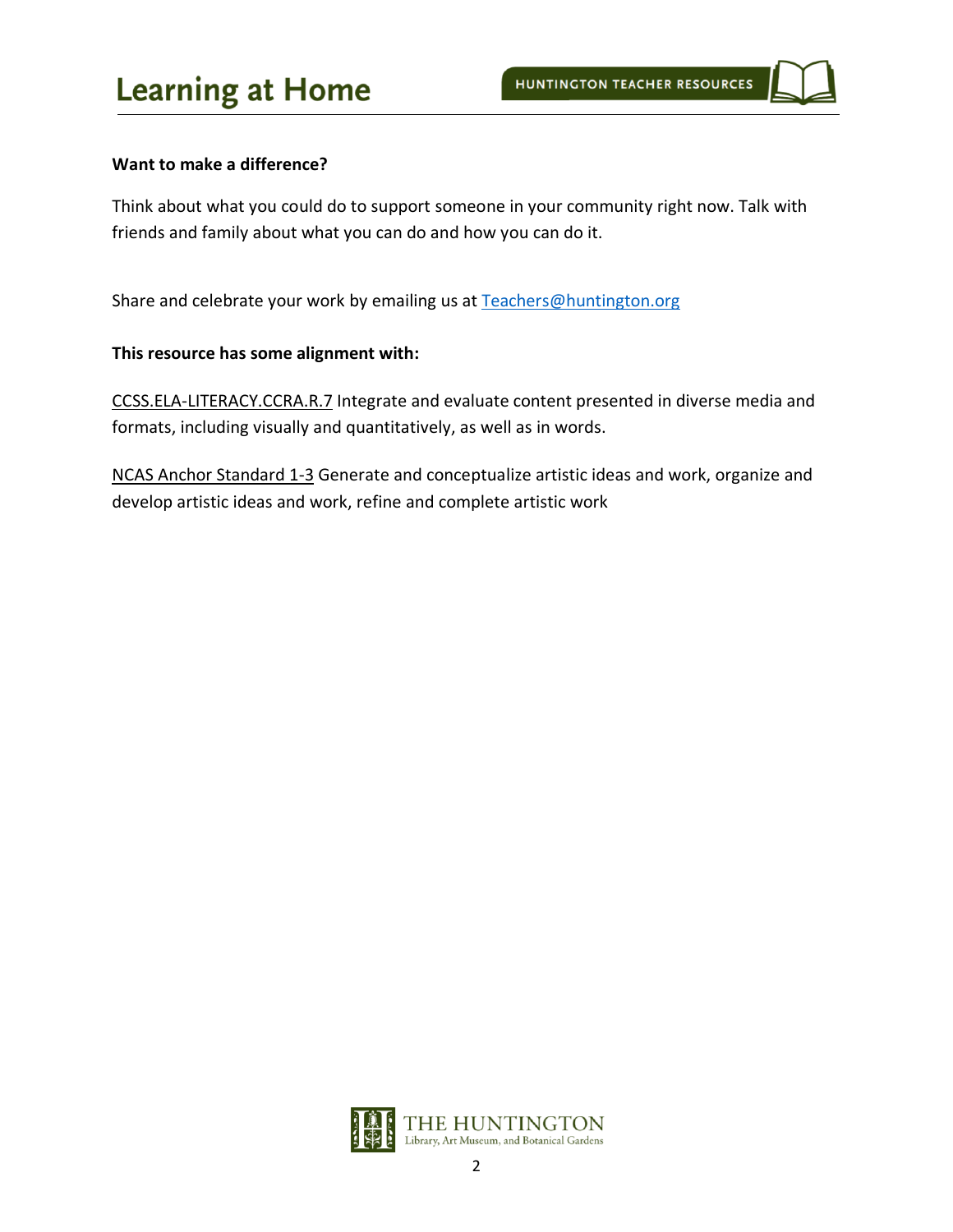**Want to make a difference?**

Think about what you could do to support someone in your community right now. Talk with friends and family about what you can do and how you can do it.

Share and celebrate your work by emailing us at Teachers@huntington.org

**This resource has some alignment with:**

CCSS.ELA-LITERACY.CCRA.R.7 Integrate and evaluate content presented in diverse media and formats, including visually and quantitatively, as well as in words.

NCAS Anchor Standard 1-3 Generate and conceptualize artistic ideas and work, organize and develop artistic ideas and work, refine and complete artistic work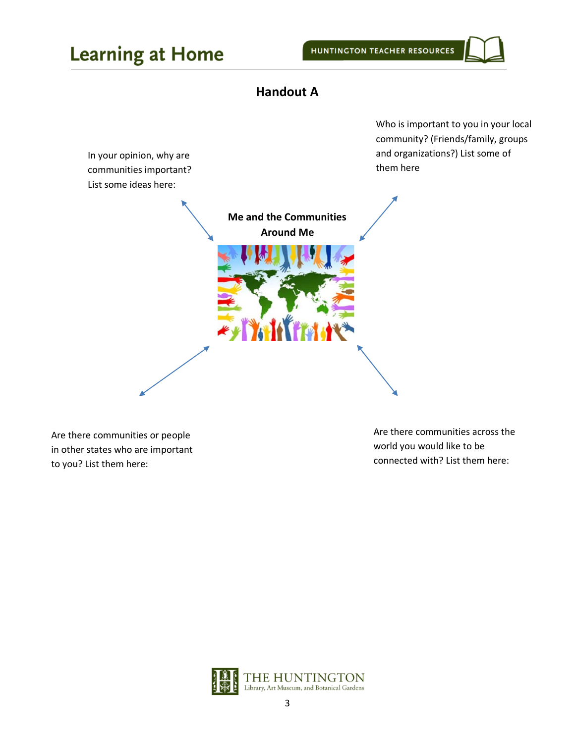## Handout A

**Me and the Communities Around Me**

In your opinion, why are communities important? List some ideas here:

Who is important to you in your local community? (Friends/family, groups and organizations?) List some of them here

Are there communities or people in other states who are important to you? List them here:

Are there communities across the world you would like to be connected with? List them here: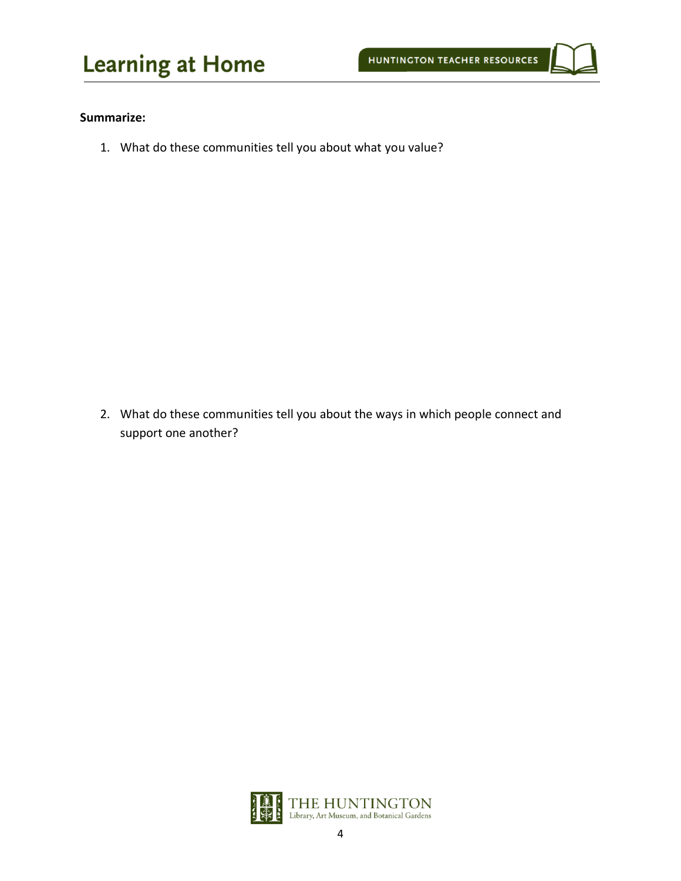**Summarize:**

1. What do these communities tell you about what you value?

2. What do these communities tell you about the ways in which people connect and support one another?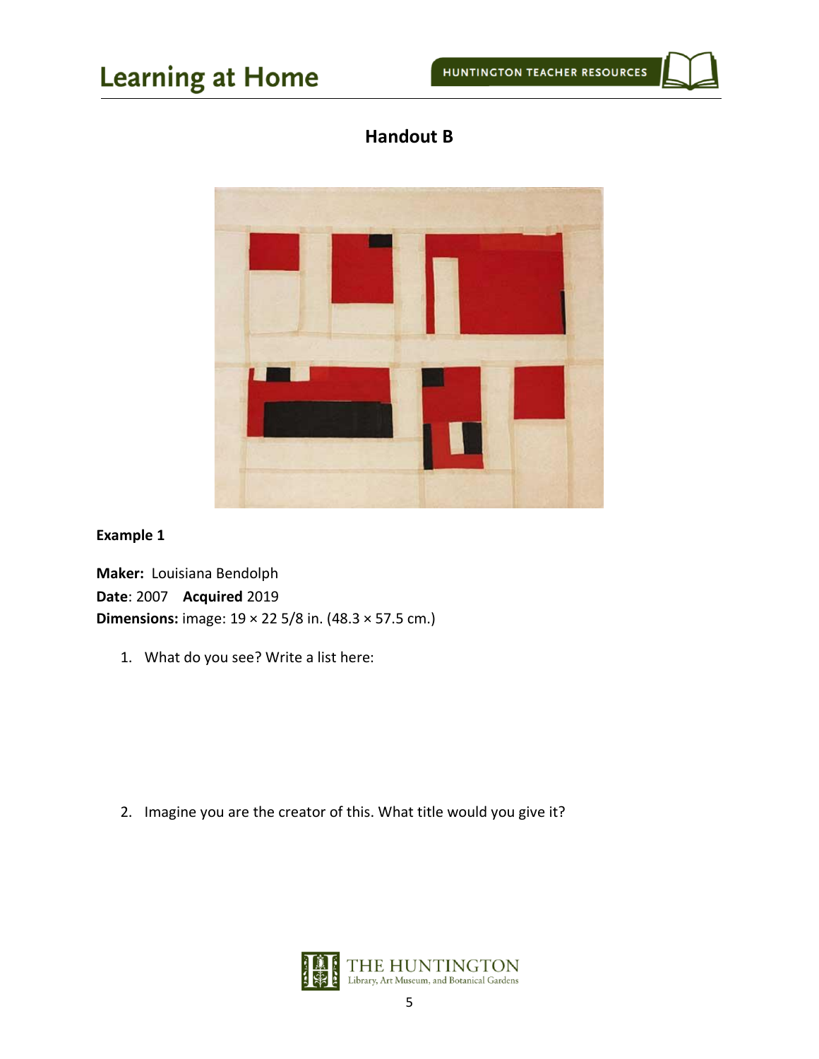## Handout B

**Example 1**

**Maker:** Louisiana Bendolph
**Date**: 2007 **Acquired** 2019
**Dimensions:** image: 19 × 22 5/8 in. (48.3 × 57.5 cm.)

1. What do you see? Write a list here:

2. Imagine you are the creator of this. What title would you give it?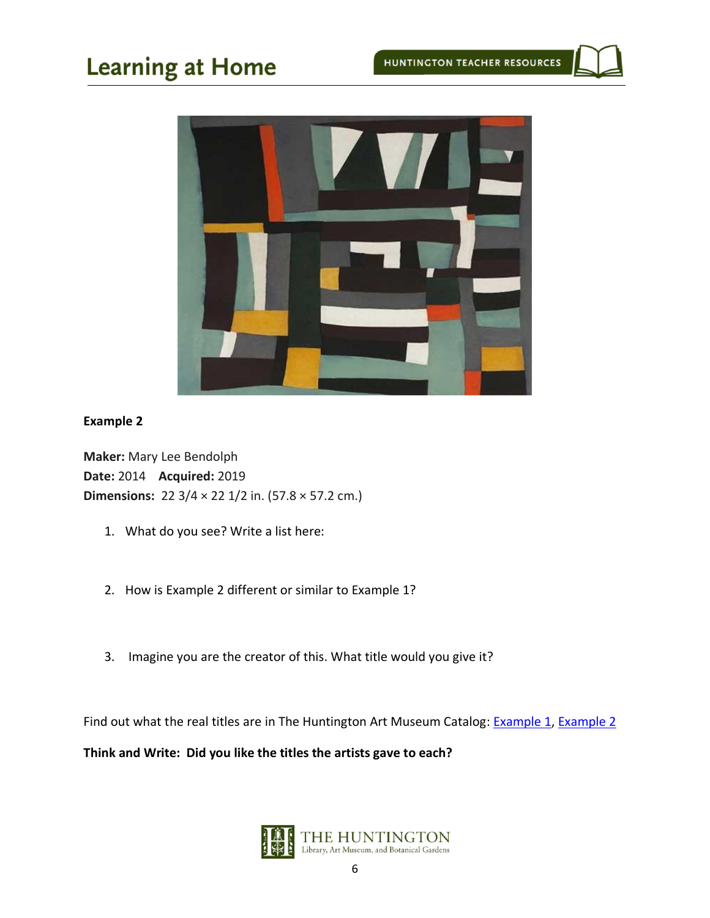**Example 2**

**Maker:** Mary Lee Bendolph
**Date:** 2014 **Acquired:** 2019
**Dimensions:** 22 3/4 × 22 1/2 in. (57.8 × 57.2 cm.)

1. What do you see? Write a list here:

2. How is Example 2 different or similar to Example 1?

3. Imagine you are the creator of this. What title would you give it?

Find out what the real titles are in The Huntington Art Museum Catalog: Example 1, Example 2

**Think and Write: Did you like the titles the artists gave to each?**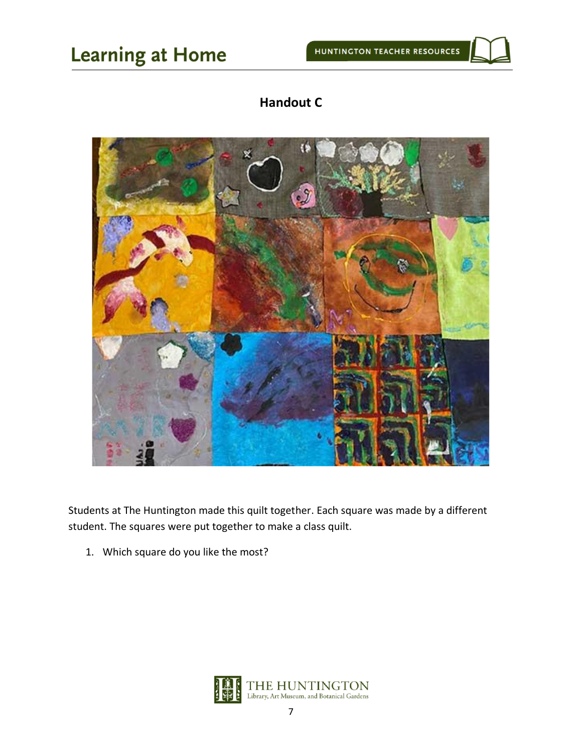## Handout C

Students at The Huntington made this quilt together. Each square was made by a different student. The squares were put together to make a class quilt.

1. Which square do you like the most?